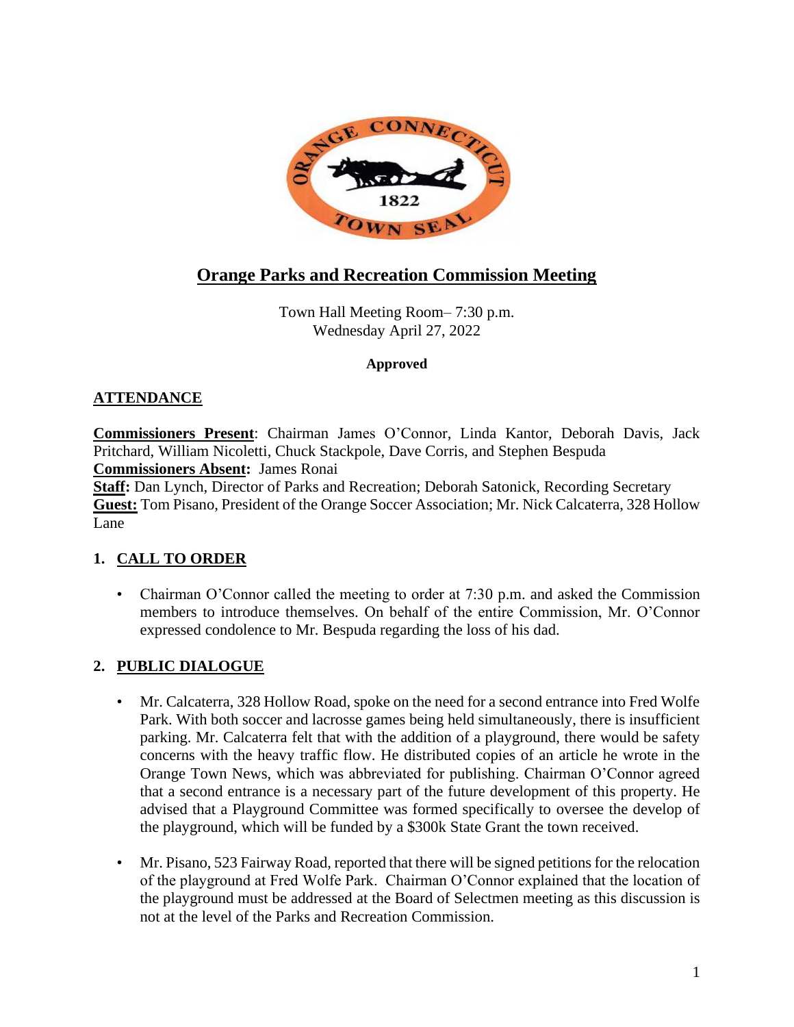# Orange Parks and Recreation Commission Meeting

Town Hall Meeting Room– 7:30 p.m.
Wednesday April 27, 2022

**Approved**

## ATTENDANCE

**Commissioners Present**: Chairman James O'Connor, Linda Kantor, Deborah Davis, Jack Pritchard, William Nicoletti, Chuck Stackpole, Dave Corris, and Stephen Bespuda
**Commissioners Absent:** James Ronai
**Staff:** Dan Lynch, Director of Parks and Recreation; Deborah Satonick, Recording Secretary
**Guest:** Tom Pisano, President of the Orange Soccer Association; Mr. Nick Calcaterra, 328 Hollow Lane

## 1. CALL TO ORDER

- Chairman O'Connor called the meeting to order at 7:30 p.m. and asked the Commission members to introduce themselves. On behalf of the entire Commission, Mr. O'Connor expressed condolence to Mr. Bespuda regarding the loss of his dad.

## 2. PUBLIC DIALOGUE

- Mr. Calcaterra, 328 Hollow Road, spoke on the need for a second entrance into Fred Wolfe Park. With both soccer and lacrosse games being held simultaneously, there is insufficient parking. Mr. Calcaterra felt that with the addition of a playground, there would be safety concerns with the heavy traffic flow. He distributed copies of an article he wrote in the Orange Town News, which was abbreviated for publishing. Chairman O'Connor agreed that a second entrance is a necessary part of the future development of this property. He advised that a Playground Committee was formed specifically to oversee the develop of the playground, which will be funded by a $300k State Grant the town received.

- Mr. Pisano, 523 Fairway Road, reported that there will be signed petitions for the relocation of the playground at Fred Wolfe Park. Chairman O'Connor explained that the location of the playground must be addressed at the Board of Selectmen meeting as this discussion is not at the level of the Parks and Recreation Commission.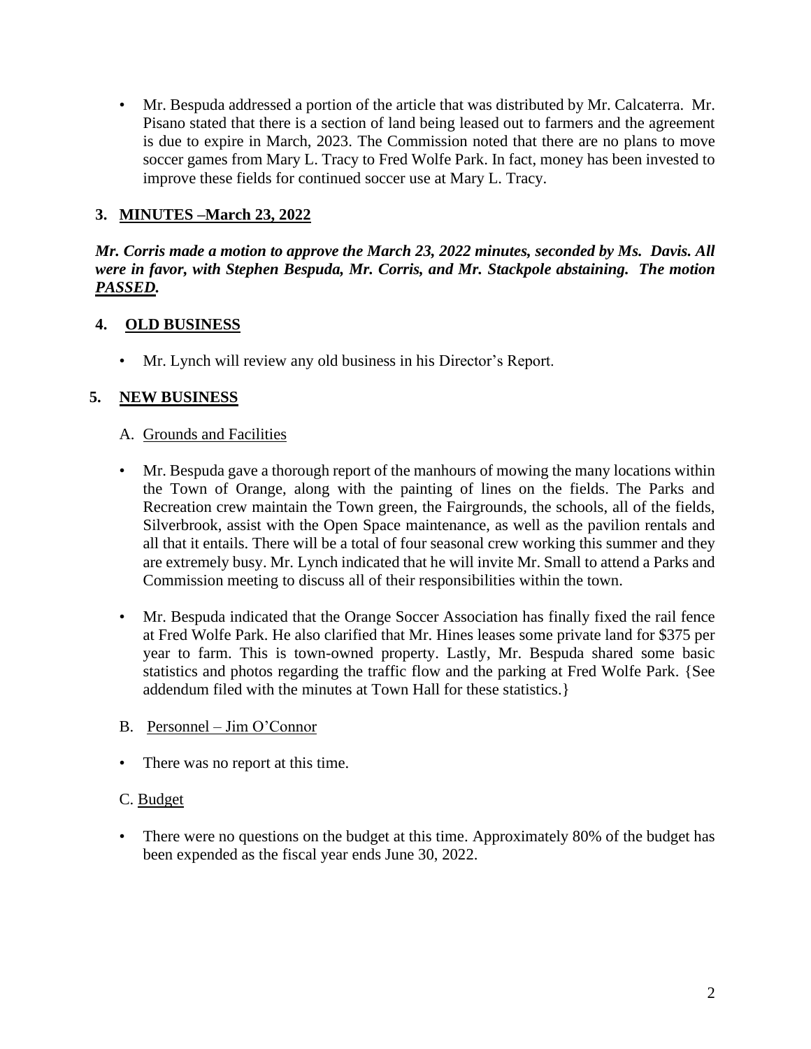- Mr. Bespuda addressed a portion of the article that was distributed by Mr. Calcaterra. Mr. Pisano stated that there is a section of land being leased out to farmers and the agreement is due to expire in March, 2023. The Commission noted that there are no plans to move soccer games from Mary L. Tracy to Fred Wolfe Park. In fact, money has been invested to improve these fields for continued soccer use at Mary L. Tracy.

## 3. MINUTES –March 23, 2022

***Mr. Corris made a motion to approve the March 23, 2022 minutes, seconded by Ms. Davis. All were in favor, with Stephen Bespuda, Mr. Corris, and Mr. Stackpole abstaining. The motion PASSED.***

## 4. OLD BUSINESS

- Mr. Lynch will review any old business in his Director's Report.

## 5. NEW BUSINESS

A. Grounds and Facilities

- Mr. Bespuda gave a thorough report of the manhours of mowing the many locations within the Town of Orange, along with the painting of lines on the fields. The Parks and Recreation crew maintain the Town green, the Fairgrounds, the schools, all of the fields, Silverbrook, assist with the Open Space maintenance, as well as the pavilion rentals and all that it entails. There will be a total of four seasonal crew working this summer and they are extremely busy. Mr. Lynch indicated that he will invite Mr. Small to attend a Parks and Commission meeting to discuss all of their responsibilities within the town.

- Mr. Bespuda indicated that the Orange Soccer Association has finally fixed the rail fence at Fred Wolfe Park. He also clarified that Mr. Hines leases some private land for $375 per year to farm. This is town-owned property. Lastly, Mr. Bespuda shared some basic statistics and photos regarding the traffic flow and the parking at Fred Wolfe Park. {See addendum filed with the minutes at Town Hall for these statistics.}

B. Personnel – Jim O'Connor

- There was no report at this time.

C. Budget

- There were no questions on the budget at this time. Approximately 80% of the budget has been expended as the fiscal year ends June 30, 2022.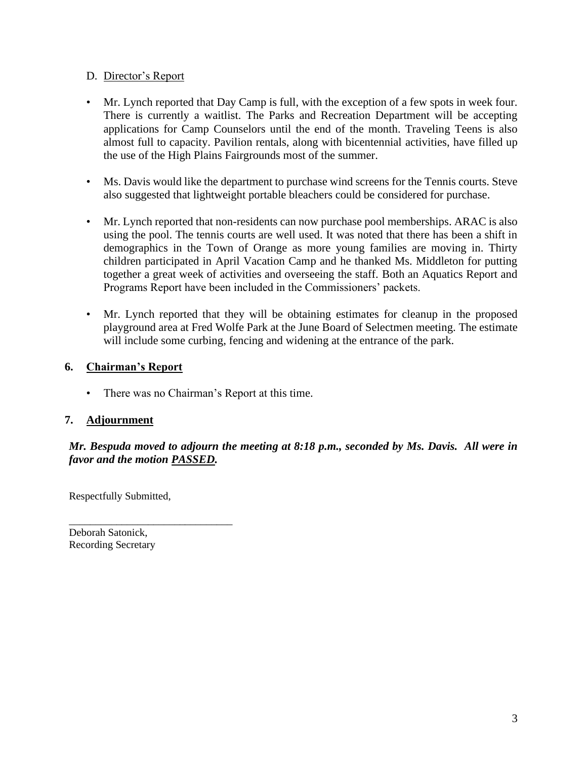D. Director's Report

- Mr. Lynch reported that Day Camp is full, with the exception of a few spots in week four. There is currently a waitlist. The Parks and Recreation Department will be accepting applications for Camp Counselors until the end of the month. Traveling Teens is also almost full to capacity. Pavilion rentals, along with bicentennial activities, have filled up the use of the High Plains Fairgrounds most of the summer.

- Ms. Davis would like the department to purchase wind screens for the Tennis courts. Steve also suggested that lightweight portable bleachers could be considered for purchase.

- Mr. Lynch reported that non-residents can now purchase pool memberships. ARAC is also using the pool. The tennis courts are well used. It was noted that there has been a shift in demographics in the Town of Orange as more young families are moving in. Thirty children participated in April Vacation Camp and he thanked Ms. Middleton for putting together a great week of activities and overseeing the staff. Both an Aquatics Report and Programs Report have been included in the Commissioners' packets.

- Mr. Lynch reported that they will be obtaining estimates for cleanup in the proposed playground area at Fred Wolfe Park at the June Board of Selectmen meeting. The estimate will include some curbing, fencing and widening at the entrance of the park.

## 6. Chairman's Report

- There was no Chairman's Report at this time.

## 7. Adjournment

***Mr. Bespuda moved to adjourn the meeting at 8:18 p.m., seconded by Ms. Davis. All were in favor and the motion PASSED.***

Respectfully Submitted,

_______________________________
Deborah Satonick,
Recording Secretary